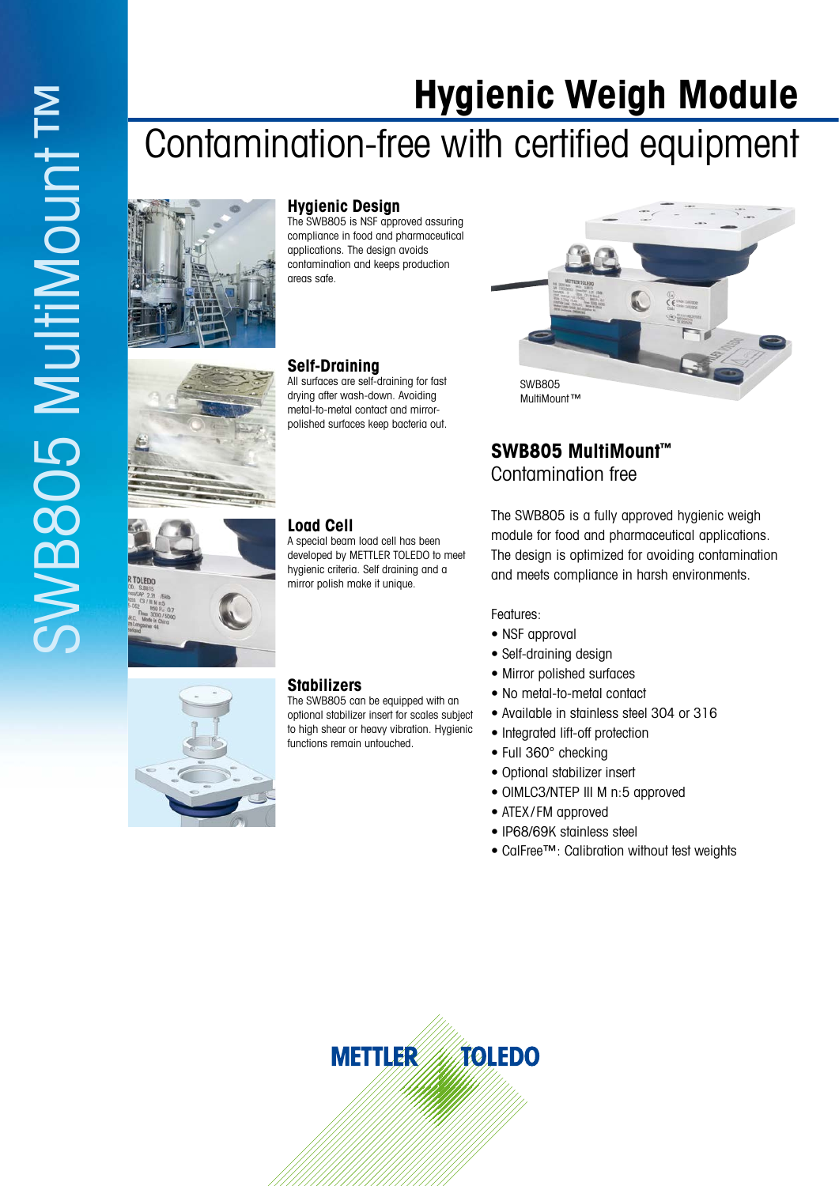# Hygienic Weigh Module

## Contamination-free with certified equipment

SWB805 MultiMount™

### Hygienic Design

The SWB805 is NSF approved assuring compliance in food and pharmaceutical applications. The design avoids contamination and keeps production areas safe.

### Self-Draining

All surfaces are self-draining for fast drying after wash-down. Avoiding metal-to-metal contact and mirror-polished surfaces keep bacteria out.

### Load Cell

A special beam load cell has been developed by METTLER TOLEDO to meet hygienic criteria. Self draining and a mirror polish make it unique.

### Stabilizers

The SWB805 can be equipped with an optional stabilizer insert for scales subject to high shear or heavy vibration. Hygienic functions remain untouched.

SWB805
MultiMount™

## SWB805 MultiMount™

Contamination free

The SWB805 is a fully approved hygienic weigh module for food and pharmaceutical applications. The design is optimized for avoiding contamination and meets compliance in harsh environments.

Features:

- NSF approval
- Self-draining design
- Mirror polished surfaces
- No metal-to-metal contact
- Available in stainless steel 304 or 316
- Integrated lift-off protection
- Full 360° checking
- Optional stabilizer insert
- OIMLC3/NTEP III M n:5 approved
- ATEX/FM approved
- IP68/69K stainless steel
- CalFree™: Calibration without test weights

METTLER TOLEDO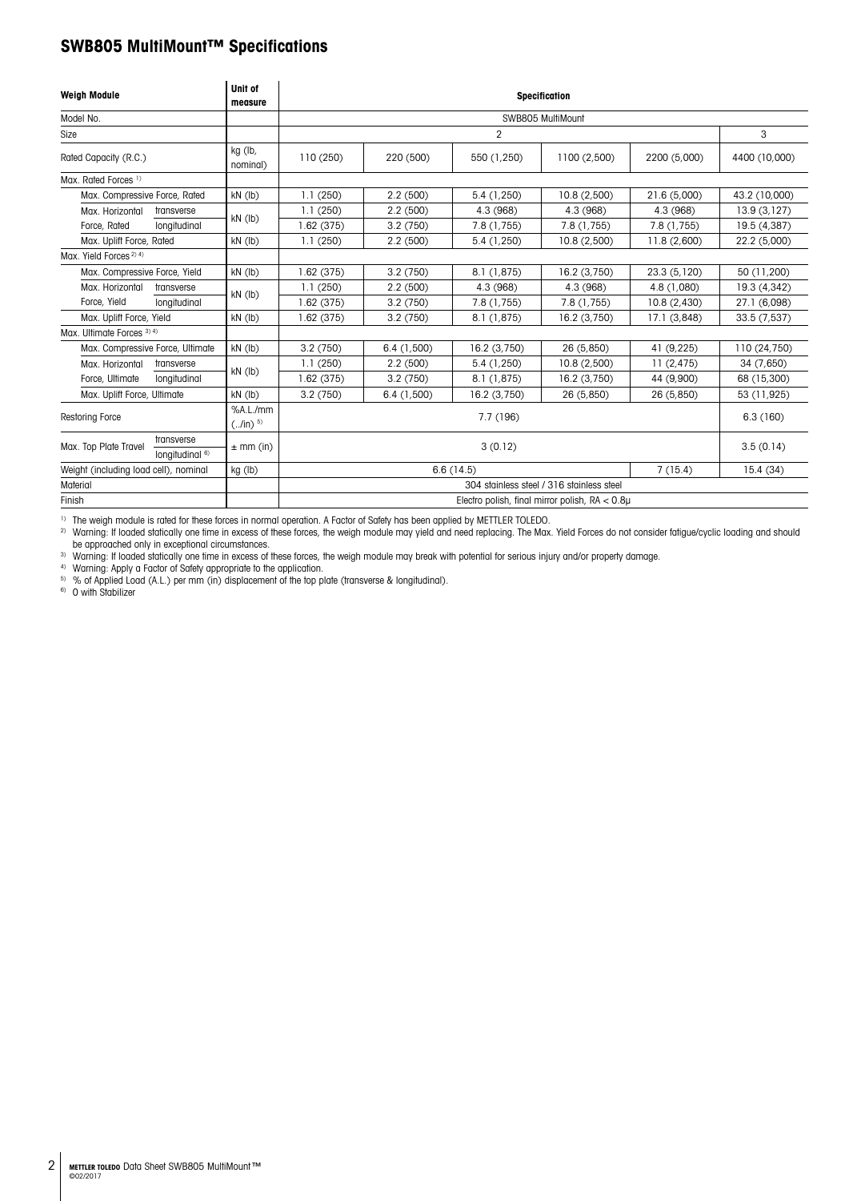## SWB805 MultiMount™ Specifications

| Weigh Module | | Unit of measure | Specification | | | | | |
|---|---|---|---|---|---|---|---|---|
| Model No. | | | SWB805 MultiMount | | | | | |
| Size | | | 2 | | | | | 3 |
| Rated Capacity (R.C.) | | kg (lb, nominal) | 110 (250) | 220 (500) | 550 (1,250) | 1100 (2,500) | 2200 (5,000) | 4400 (10,000) |
| Max. Rated Forces [1] | | | | | | | | |
| Max. Compressive Force, Rated | | kN (lb) | 1.1 (250) | 2.2 (500) | 5.4 (1,250) | 10.8 (2,500) | 21.6 (5,000) | 43.2 (10,000) |
| Max. Horizontal Force, Rated | transverse | kN (lb) | 1.1 (250) | 2.2 (500) | 4.3 (968) | 4.3 (968) | 4.3 (968) | 13.9 (3,127) |
| | longitudinal | | 1.62 (375) | 3.2 (750) | 7.8 (1,755) | 7.8 (1,755) | 7.8 (1,755) | 19.5 (4,387) |
| Max. Uplift Force, Rated | | kN (lb) | 1.1 (250) | 2.2 (500) | 5.4 (1,250) | 10.8 (2,500) | 11.8 (2,600) | 22.2 (5,000) |
| Max. Yield Forces [2] [4] | | | | | | | | |
| Max. Compressive Force, Yield | | kN (lb) | 1.62 (375) | 3.2 (750) | 8.1 (1,875) | 16.2 (3,750) | 23.3 (5,120) | 50 (11,200) |
| Max. Horizontal Force, Yield | transverse | kN (lb) | 1.1 (250) | 2.2 (500) | 4.3 (968) | 4.3 (968) | 4.8 (1,080) | 19.3 (4,342) |
| | longitudinal | | 1.62 (375) | 3.2 (750) | 7.8 (1,755) | 7.8 (1,755) | 10.8 (2,430) | 27.1 (6,098) |
| Max. Uplift Force, Yield | | kN (lb) | 1.62 (375) | 3.2 (750) | 8.1 (1,875) | 16.2 (3,750) | 17.1 (3,848) | 33.5 (7,537) |
| Max. Ultimate Forces [3] [4] | | | | | | | | |
| Max. Compressive Force, Ultimate | | kN (lb) | 3.2 (750) | 6.4 (1,500) | 16.2 (3,750) | 26 (5,850) | 41 (9,225) | 110 (24,750) |
| Max. Horizontal Force, Ultimate | transverse | kN (lb) | 1.1 (250) | 2.2 (500) | 5.4 (1,250) | 10.8 (2,500) | 11 (2,475) | 34 (7,650) |
| | longitudinal | | 1.62 (375) | 3.2 (750) | 8.1 (1,875) | 16.2 (3,750) | 44 (9,900) | 68 (15,300) |
| Max. Uplift Force, Ultimate | | kN (lb) | 3.2 (750) | 6.4 (1,500) | 16.2 (3,750) | 26 (5,850) | 26 (5,850) | 53 (11,925) |
| Restoring Force | | %A.L./mm (../in) [5] | 7.7 (196) | | | | | 6.3 (160) |
| Max. Top Plate Travel | transverse / longitudinal [6] | ± mm (in) | 3 (0.12) | | | | | 3.5 (0.14) |
| Weight (including load cell), nominal | | kg (lb) | 6.6 (14.5) | | | | 7 (15.4) | 15.4 (34) |
| Material | | | 304 stainless steel / 316 stainless steel | | | | | |
| Finish | | | Electro polish, final mirror polish, RA < 0.8µ | | | | | |

[1] The weigh module is rated for these forces in normal operation. A Factor of Safety has been applied by METTLER TOLEDO.
[2] Warning: If loaded statically one time in excess of these forces, the weigh module may yield and need replacing. The Max. Yield Forces do not consider fatigue/cyclic loading and should be approached only in exceptional circumstances.
[3] Warning: If loaded statically one time in excess of these forces, the weigh module may break with potential for serious injury and/or property damage.
[4] Warning: Apply a Factor of Safety appropriate to the application.
[5] % of Applied Load (A.L.) per mm (in) displacement of the top plate (transverse & longitudinal).
[6] 0 with Stabilizer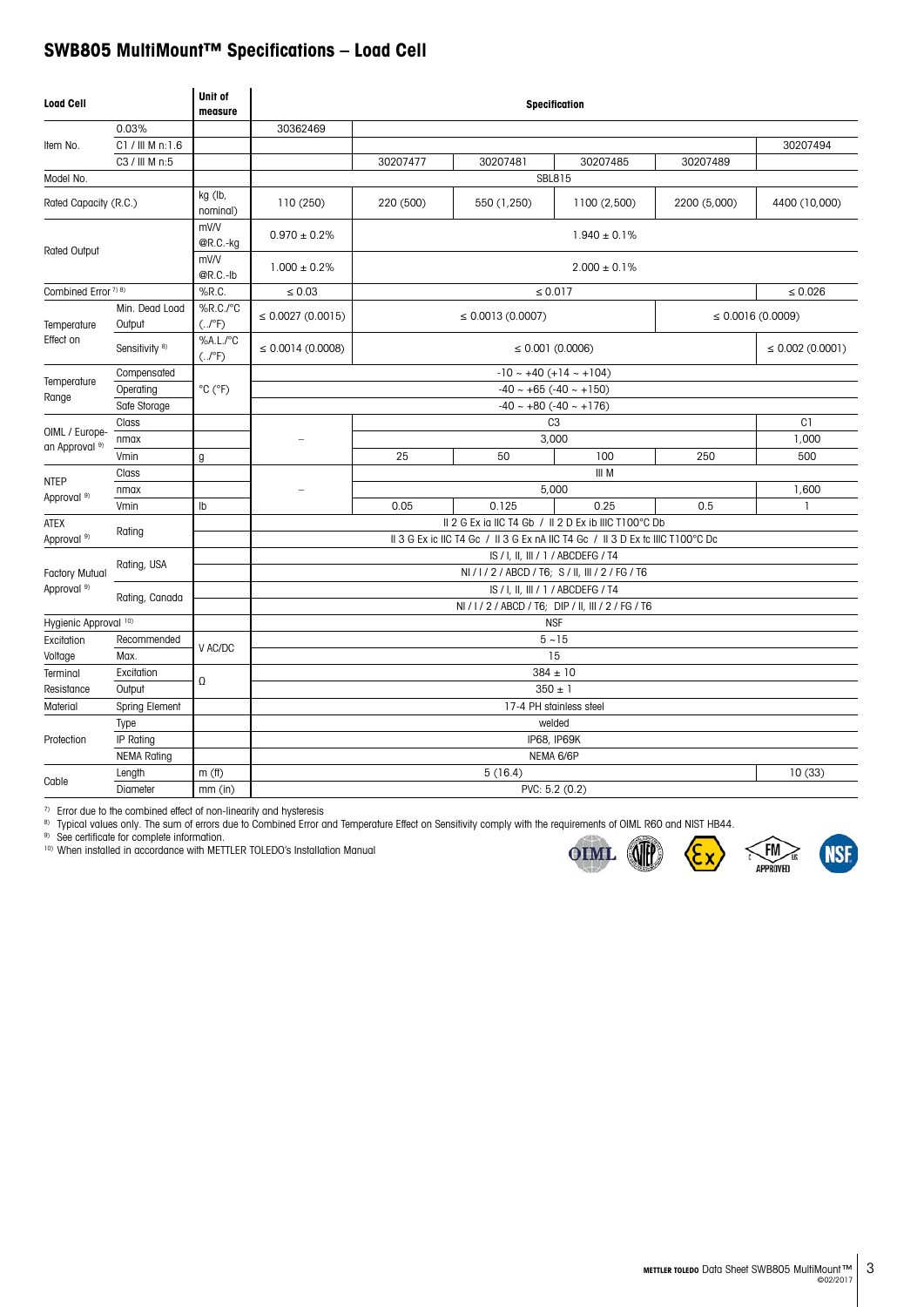## SWB805 MultiMount™ Specifications – Load Cell

| Load Cell | | Unit of measure | Specification | | | | | |
|---|---|---|---|---|---|---|---|---|
| Item No. | 0.03% | | 30362469 | | | | | |
| | C1 / III M n:1.6 | | | | | | | 30207494 |
| | C3 / III M n:5 | | | 30207477 | 30207481 | 30207485 | 30207489 | |
| Model No. | | | SBL815 | | | | | |
| Rated Capacity (R.C.) | | kg (lb, nominal) | 110 (250) | 220 (500) | 550 (1,250) | 1100 (2,500) | 2200 (5,000) | 4400 (10,000) |
| Rated Output | | mV/V @R.C.-kg | 0.970 ± 0.2% | 1.940 ± 0.1% | | | | |
| | | mV/V @R.C.-lb | 1.000 ± 0.2% | 2.000 ± 0.1% | | | | |
| Combined Error [7] [8] | | %R.C. | ≤ 0.03 | ≤ 0.017 | | | | ≤ 0.026 |
| Temperature Effect on | Min. Dead Load Output | %R.C./°C (../°F) | ≤ 0.0027 (0.0015) | ≤ 0.0013 (0.0007) | | | ≤ 0.0016 (0.0009) | |
| | Sensitivity [8] | %A.L./°C (../°F) | ≤ 0.0014 (0.0008) | ≤ 0.001 (0.0006) | | | | ≤ 0.002 (0.0001) |
| Temperature Range | Compensated | °C (°F) | -10 ~ +40 (+14 ~ +104) | | | | | |
| | Operating | | -40 ~ +65 (-40 ~ +150) | | | | | |
| | Safe Storage | | -40 ~ +80 (-40 ~ +176) | | | | | |
| OIML / European Approval [9] | Class | | – | C3 | | | | C1 |
| | nmax | | | 3,000 | | | | 1,000 |
| | Vmin | g | | 25 | 50 | 100 | 250 | 500 |
| NTEP Approval [9] | Class | | – | III M | | | | |
| | nmax | | | 5,000 | | | | 1,600 |
| | Vmin | lb | | 0.05 | 0.125 | 0.25 | 0.5 | 1 |
| ATEX Approval [9] | Rating | | II 2 G Ex ia IIC T4 Gb / II 2 D Ex ib IIIC T100°C Db | | | | | |
| | | | II 3 G Ex ic IIC T4 Gc / II 3 G Ex nA IIC T4 Gc / II 3 D Ex tc IIIC T100°C Dc | | | | | |
| Factory Mutual Approval [9] | Rating, USA | | IS / I, II, III / 1 / ABCDEFG / T4 | | | | | |
| | | | NI / I / 2 / ABCD / T6; S / II, III / 2 / FG / T6 | | | | | |
| | Rating, Canada | | IS / I, II, III / 1 / ABCDEFG / T4 | | | | | |
| | | | NI / I / 2 / ABCD / T6; DIP / II, III / 2 / FG / T6 | | | | | |
| Hygienic Approval [10] | | | NSF | | | | | |
| Excitation Voltage | Recommended | V AC/DC | 5 ~15 | | | | | |
| | Max. | | 15 | | | | | |
| Terminal Resistance | Excitation | Ω | 384 ± 10 | | | | | |
| | Output | | 350 ± 1 | | | | | |
| Material | Spring Element | | 17-4 PH stainless steel | | | | | |
| Protection | Type | | welded | | | | | |
| | IP Rating | | IP68, IP69K | | | | | |
| | NEMA Rating | | NEMA 6/6P | | | | | |
| Cable | Length | m (ft) | 5 (16.4) | | | | | 10 (33) |
| | Diameter | mm (in) | PVC: 5.2 (0.2) | | | | | |

[7] Error due to the combined effect of non-linearity and hysteresis
[8] Typical values only. The sum of errors due to Combined Error and Temperature Effect on Sensitivity comply with the requirements of OIML R60 and NIST HB44.
[9] See certificate for complete information.
[10] When installed in accordance with METTLER TOLEDO's Installation Manual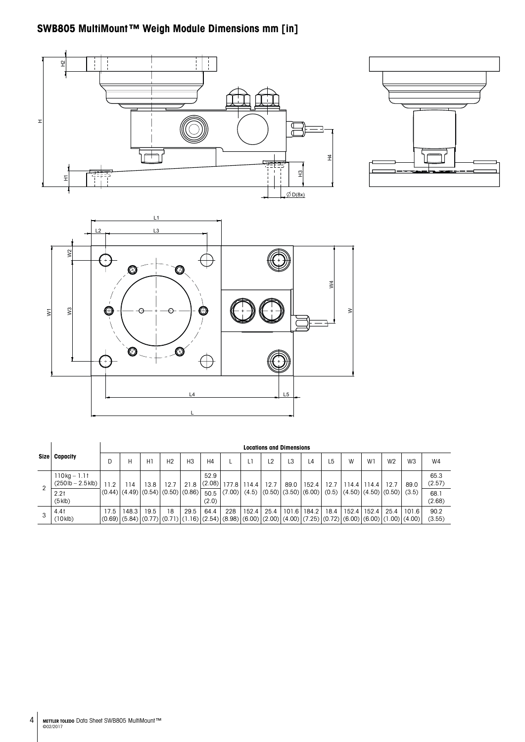## SWB805 MultiMount™ Weigh Module Dimensions mm [in]

| Size | Capacity | Locations and Dimensions | | | | | | | | | | | | | | | | |
|---|---|---|---|---|---|---|---|---|---|---|---|---|---|---|---|---|---|---|
| | | D | H | H1 | H2 | H3 | H4 | L | L1 | L2 | L3 | L4 | L5 | W | W1 | W2 | W3 | W4 |
| 2 | 110kg – 1.1t (250lb – 2.5klb) | 11.2 (0.44) | 114 (4.49) | 13.8 (0.54) | 12.7 (0.50) | 21.8 (0.86) | 52.9 (2.08) | 177.8 (7.00) | 114.4 (4.5) | 12.7 (0.50) | 89.0 (3.50) | 152.4 (6.00) | 12.7 (0.5) | 114.4 (4.50) | 114.4 (4.50) | 12.7 (0.50) | 89.0 (3.5) | 65.3 (2.57) |
| | 2.2t (5klb) | | | | | | 50.5 (2.0) | | | | | | | | | | | 68.1 (2.68) |
| 3 | 4.4t (10klb) | 17.5 (0.69) | 148.3 (5.84) | 19.5 (0.77) | 18 (0.71) | 29.5 (1.16) | 64.4 (2.54) | 228 (8.98) | 152.4 (6.00) | 25.4 (2.00) | 101.6 (4.00) | 184.2 (7.25) | 18.4 (0.72) | 152.4 (6.00) | 152.4 (6.00) | 25.4 (1.00) | 101.6 (4.00) | 90.2 (3.55) |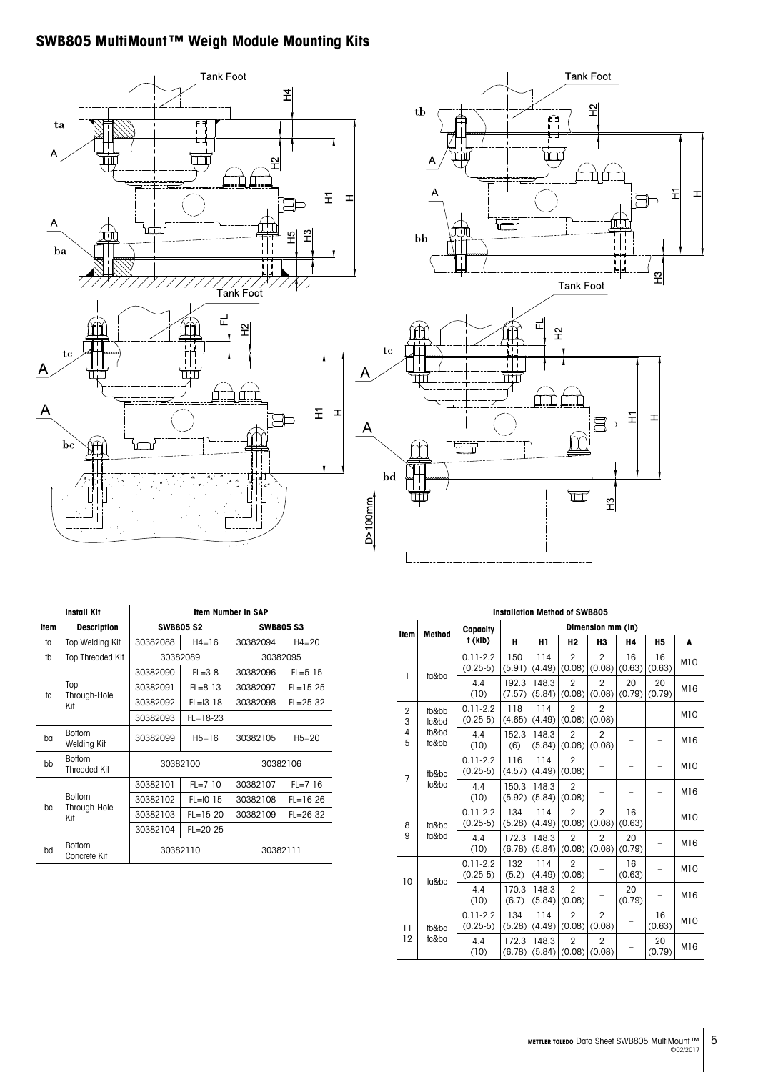## SWB805 MultiMount™ Weigh Module Mounting Kits

| Install Kit | | Item Number in SAP | | | |
|---|---|---|---|---|---|
| **Item** | **Description** | **SWB805 S2** | | **SWB805 S3** | |
| ta | Top Welding Kit | 30382088 | H4=16 | 30382094 | H4=20 |
| tb | Top Threaded Kit | 30382089 | | 30382095 | |
| tc | Top Through-Hole Kit | 30382090 | FL=3-8 | 30382096 | FL=5-15 |
| | | 30382091 | FL=8-13 | 30382097 | FL=15-25 |
| | | 30382092 | FL=l3-18 | 30382098 | FL=25-32 |
| | | 30382093 | FL=18-23 | | |
| ba | Bottom Welding Kit | 30382099 | H5=16 | 30382105 | H5=20 |
| bb | Bottom Threaded Kit | 30382100 | | 30382106 | |
| bc | Bottom Through-Hole Kit | 30382101 | FL=7-10 | 30382107 | FL=7-16 |
| | | 30382102 | FL=l0-15 | 30382108 | FL=16-26 |
| | | 30382103 | FL=15-20 | 30382109 | FL=26-32 |
| | | 30382104 | FL=20-25 | | |
| bd | Bottom Concrete Kit | 30382110 | | 30382111 | |

**Installation Method of SWB805**

| Item | Method | Capacity t (klb) | Dimension mm (in) | | | | | | |
|---|---|---|---|---|---|---|---|---|---|
| | | | **H** | **H1** | **H2** | **H3** | **H4** | **H5** | **A** |
| 1 | ta&ba | 0.11-2.2 (0.25-5) | 150 (5.91) | 114 (4.49) | 2 (0.08) | 2 (0.08) | 16 (0.63) | 16 (0.63) | M10 |
| | | 4.4 (10) | 192.3 (7.57) | 148.3 (5.84) | 2 (0.08) | 2 (0.08) | 20 (0.79) | 20 (0.79) | M16 |
| 2 3 4 5 | tb&bb tc&bd tb&bd tc&bb | 0.11-2.2 (0.25-5) | 118 (4.65) | 114 (4.49) | 2 (0.08) | 2 (0.08) | – | – | M10 |
| | | 4.4 (10) | 152.3 (6) | 148.3 (5.84) | 2 (0.08) | 2 (0.08) | – | – | M16 |
| 7 | tb&bc tc&bc | 0.11-2.2 (0.25-5) | 116 (4.57) | 114 (4.49) | 2 (0.08) | – | – | – | M10 |
| | | 4.4 (10) | 150.3 (5.92) | 148.3 (5.84) | 2 (0.08) | – | – | – | M16 |
| 8 9 | ta&bb ta&bd | 0.11-2.2 (0.25-5) | 134 (5.28) | 114 (4.49) | 2 (0.08) | 2 (0.08) | 16 (0.63) | – | M10 |
| | | 4.4 (10) | 172.3 (6.78) | 148.3 (5.84) | 2 (0.08) | 2 (0.08) | 20 (0.79) | – | M16 |
| 10 | ta&bc | 0.11-2.2 (0.25-5) | 132 (5.2) | 114 (4.49) | 2 (0.08) | – | 16 (0.63) | – | M10 |
| | | 4.4 (10) | 170.3 (6.7) | 148.3 (5.84) | 2 (0.08) | – | 20 (0.79) | – | M16 |
| 11 12 | tb&ba tc&ba | 0.11-2.2 (0.25-5) | 134 (5.28) | 114 (4.49) | 2 (0.08) | 2 (0.08) | – | 16 (0.63) | M10 |
| | | 4.4 (10) | 172.3 (6.78) | 148.3 (5.84) | 2 (0.08) | 2 (0.08) | – | 20 (0.79) | M16 |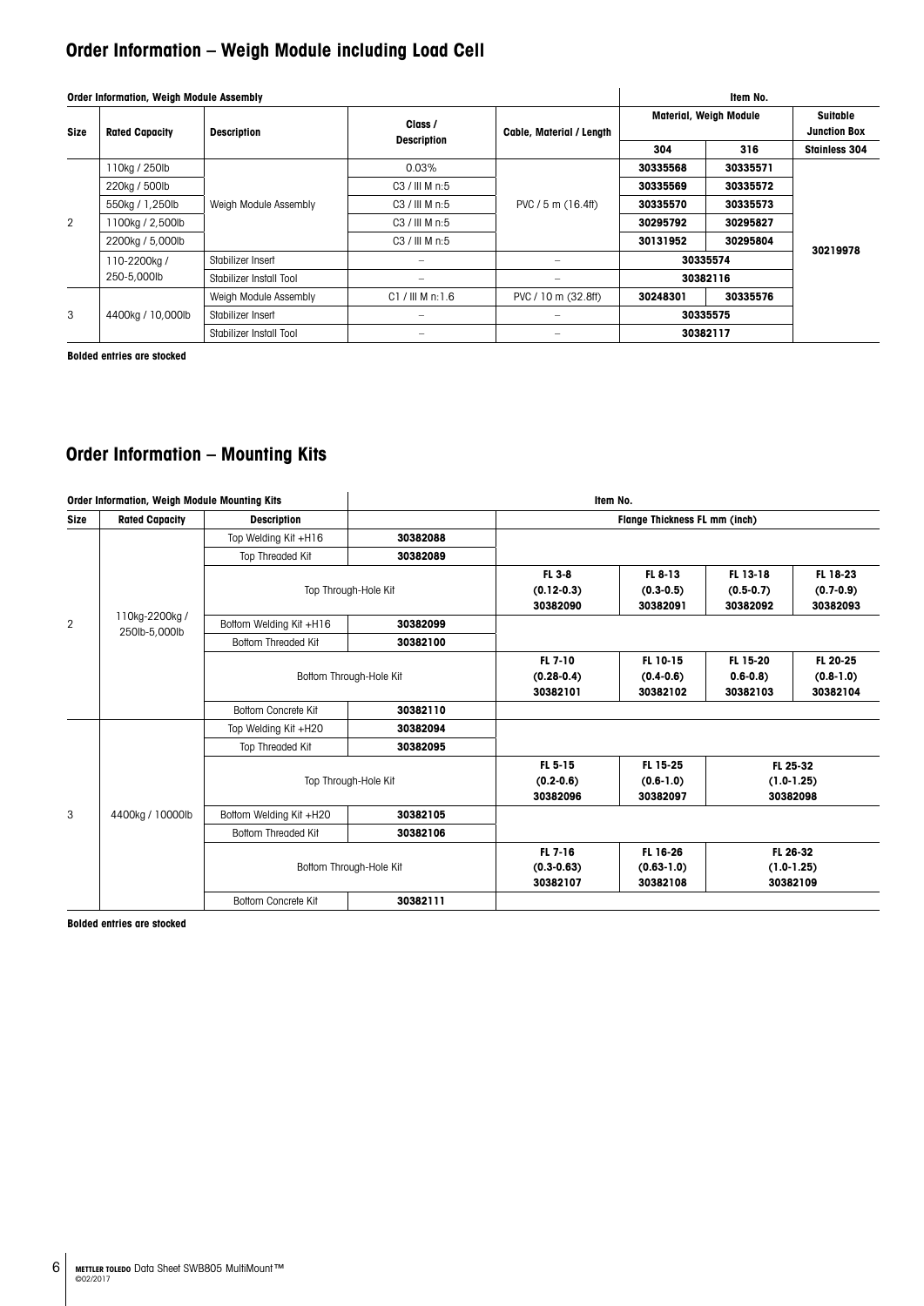## Order Information – Weigh Module including Load Cell

| Order Information, Weigh Module Assembly | | | | | Item No. | | |
|---|---|---|---|---|---|---|---|
| Size | Rated Capacity | Description | Class / Description | Cable, Material / Length | Material, Weigh Module | | Suitable Junction Box |
| | | | | | 304 | 316 | Stainless 304 |
| 2 | 110kg / 250lb | Weigh Module Assembly | 0.03% | PVC / 5 m (16.4ft) | **30335568** | **30335571** | **30219978** |
| | 220kg / 500lb | | C3 / III M n:5 | | **30335569** | **30335572** | |
| | 550kg / 1,250lb | | C3 / III M n:5 | | **30335570** | **30335573** | |
| | 1100kg / 2,500lb | | C3 / III M n:5 | | **30295792** | **30295827** | |
| | 2200kg / 5,000lb | | C3 / III M n:5 | | **30131952** | **30295804** | |
| | 110-2200kg / 250-5,000lb | Stabilizer Insert | – | – | **30335574** | | |
| | | Stabilizer Install Tool | – | – | **30382116** | | |
| 3 | 4400kg / 10,000lb | Weigh Module Assembly | C1 / III M n:1.6 | PVC / 10 m (32.8ft) | **30248301** | **30335576** | |
| | | Stabilizer Insert | – | – | **30335575** | | |
| | | Stabilizer Install Tool | – | – | **30382117** | | |

**Bolded entries are stocked**

## Order Information – Mounting Kits

| Order Information, Weigh Module Mounting Kits | | | Item No. | | | | |
|---|---|---|---|---|---|---|---|
| Size | Rated Capacity | Description | | Flange Thickness FL mm (inch) | | | |
| 2 | 110kg-2200kg / 250lb-5,000lb | Top Welding Kit +H16 | **30382088** | | | | |
| | | Top Threaded Kit | **30382089** | | | | |
| | | Top Through-Hole Kit | | **FL 3-8 (0.12-0.3) 30382090** | **FL 8-13 (0.3-0.5) 30382091** | **FL 13-18 (0.5-0.7) 30382092** | **FL 18-23 (0.7-0.9) 30382093** |
| | | Bottom Welding Kit +H16 | **30382099** | | | | |
| | | Bottom Threaded Kit | **30382100** | | | | |
| | | Bottom Through-Hole Kit | | **FL 7-10 (0.28-0.4) 30382101** | **FL 10-15 (0.4-0.6) 30382102** | **FL 15-20 0.6-0.8) 30382103** | **FL 20-25 (0.8-1.0) 30382104** |
| | | Bottom Concrete Kit | **30382110** | | | | |
| 3 | 4400kg / 10000lb | Top Welding Kit +H20 | **30382094** | | | | |
| | | Top Threaded Kit | **30382095** | | | | |
| | | Top Through-Hole Kit | | **FL 5-15 (0.2-0.6) 30382096** | **FL 15-25 (0.6-1.0) 30382097** | **FL 25-32 (1.0-1.25) 30382098** | |
| | | Bottom Welding Kit +H20 | **30382105** | | | | |
| | | Bottom Threaded Kit | **30382106** | | | | |
| | | Bottom Through-Hole Kit | | **FL 7-16 (0.3-0.63) 30382107** | **FL 16-26 (0.63-1.0) 30382108** | **FL 26-32 (1.0-1.25) 30382109** | |
| | | Bottom Concrete Kit | **30382111** | | | | |

**Bolded entries are stocked**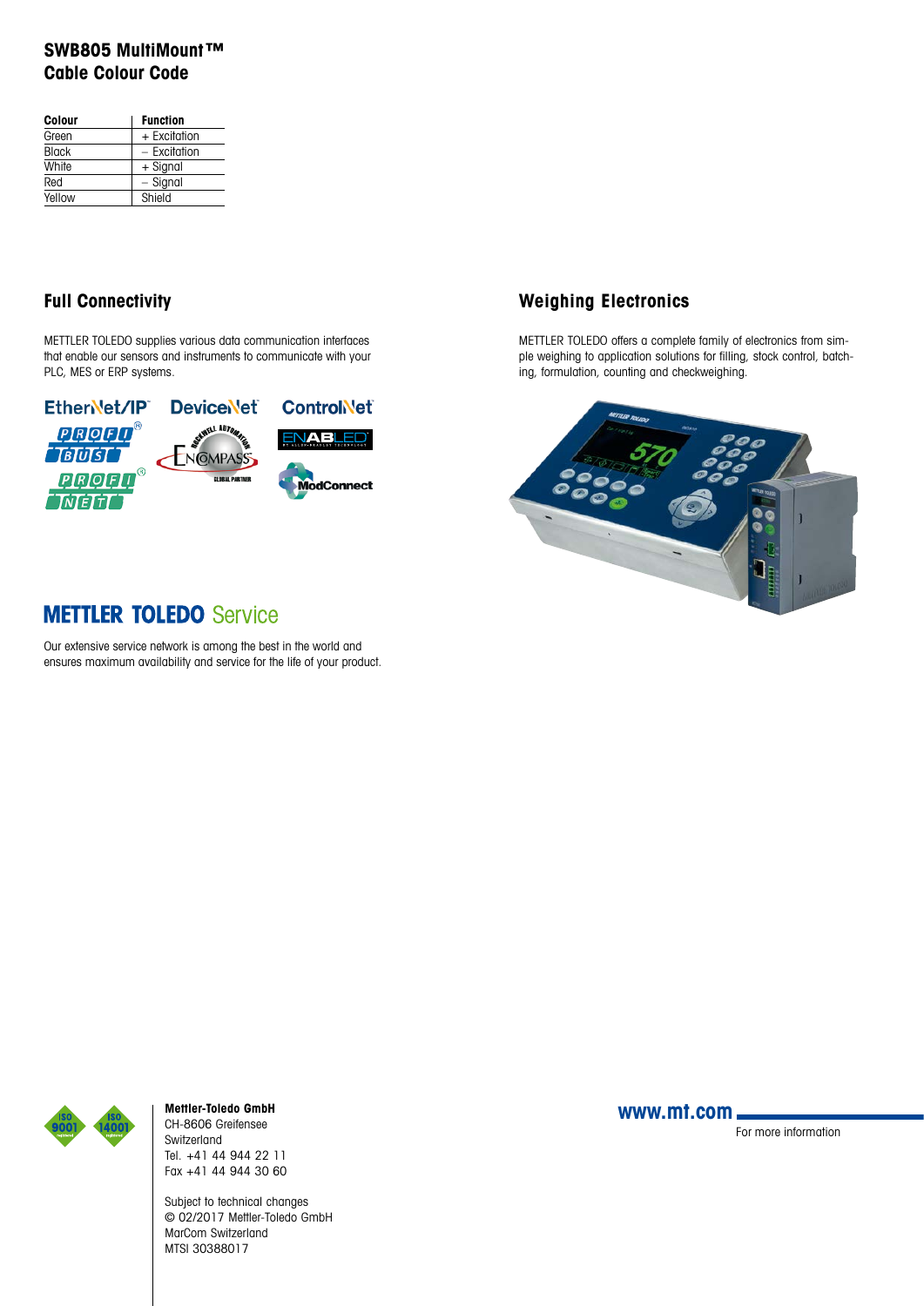## SWB805 MultiMount™ Cable Colour Code

| Colour | Function |
|---|---|
| Green | + Excitation |
| Black | – Excitation |
| White | + Signal |
| Red | – Signal |
| Yellow | Shield |

## Full Connectivity

METTLER TOLEDO supplies various data communication interfaces that enable our sensors and instruments to communicate with your PLC, MES or ERP systems.

EtherNet/IP™ DeviceNet™ ControlNet™
PROFIBUS®
PROFINET®
Rockwell Automation Encompass Global Partner
ENABLED by Allen-Bradley Technology
ModConnect

## METTLER TOLEDO Service

Our extensive service network is among the best in the world and ensures maximum availability and service for the life of your product.

## Weighing Electronics

METTLER TOLEDO offers a complete family of electronics from simple weighing to application solutions for filling, stock control, batching, formulation, counting and checkweighing.

ISO 9001 ISO 14001

**Mettler-Toledo GmbH**
CH-8606 Greifensee
Switzerland
Tel. +41 44 944 22 11
Fax +41 44 944 30 60

Subject to technical changes
© 02/2017 Mettler-Toledo GmbH
MarCom Switzerland
MTSI 30388017

**www.mt.com**
For more information